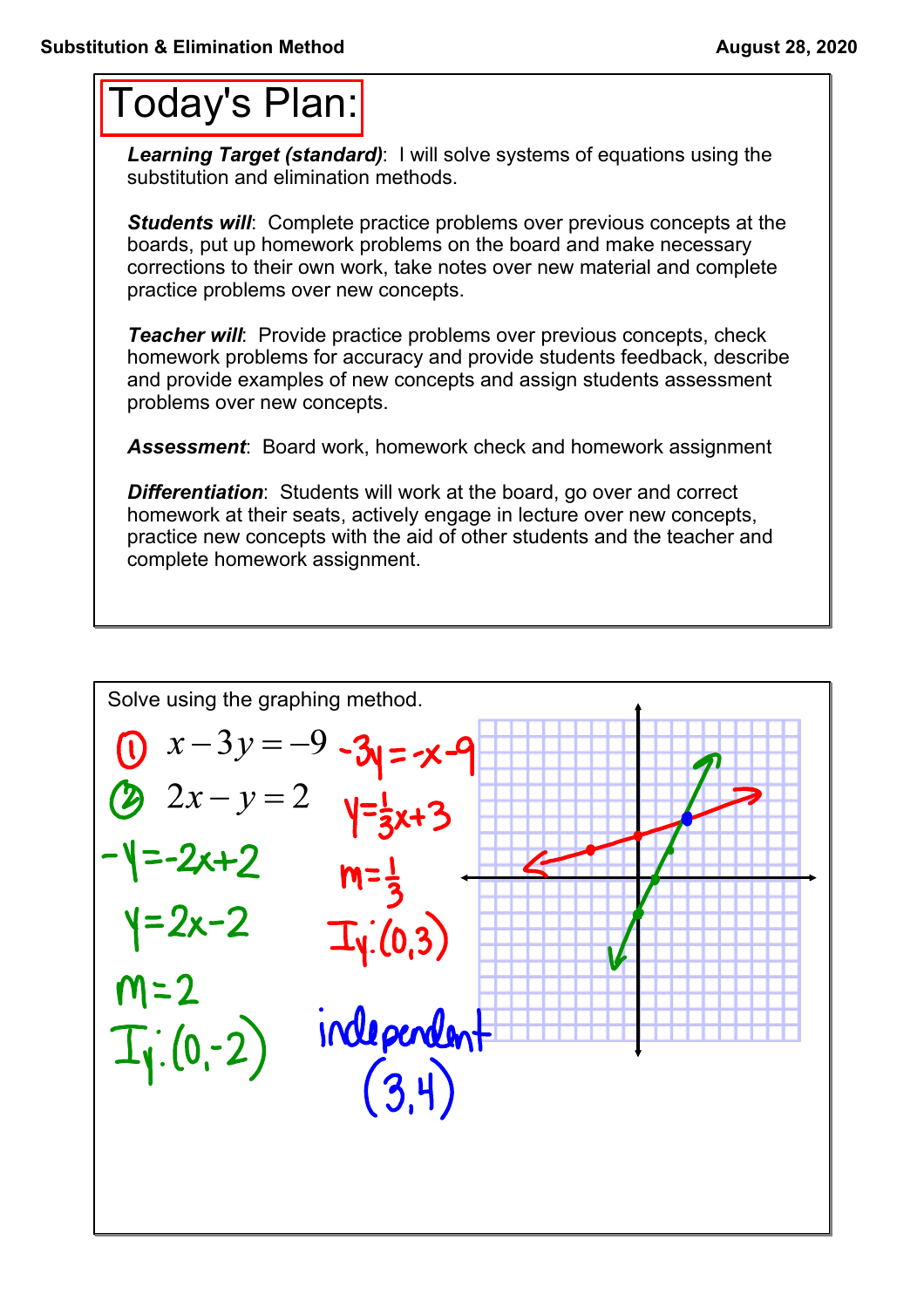## Substitution & Elimination Method

August 28, 2020

# Today's Plan:

***Learning Target (standard)***: I will solve systems of equations using the substitution and elimination methods.

***Students will***: Complete practice problems over previous concepts at the boards, put up homework problems on the board and make necessary corrections to their own work, take notes over new material and complete practice problems over new concepts.

***Teacher will***: Provide practice problems over previous concepts, check homework problems for accuracy and provide students feedback, describe and provide examples of new concepts and assign students assessment problems over new concepts.

***Assessment***: Board work, homework check and homework assignment

***Differentiation***: Students will work at the board, go over and correct homework at their seats, actively engage in lecture over new concepts, practice new concepts with the aid of other students and the teacher and complete homework assignment.

---

Solve using the graphing method.

① $x - 3y = -9$

$-3y = -x - 9$

$y = \frac{1}{3}x + 3$

$m = \frac{1}{3}$

I.y.: $(0, 3)$

② $2x - y = 2$

$-y = -2x + 2$

$y = 2x - 2$

$m = 2$

I.y.: $(0, -2)$

independent

$(3, 4)$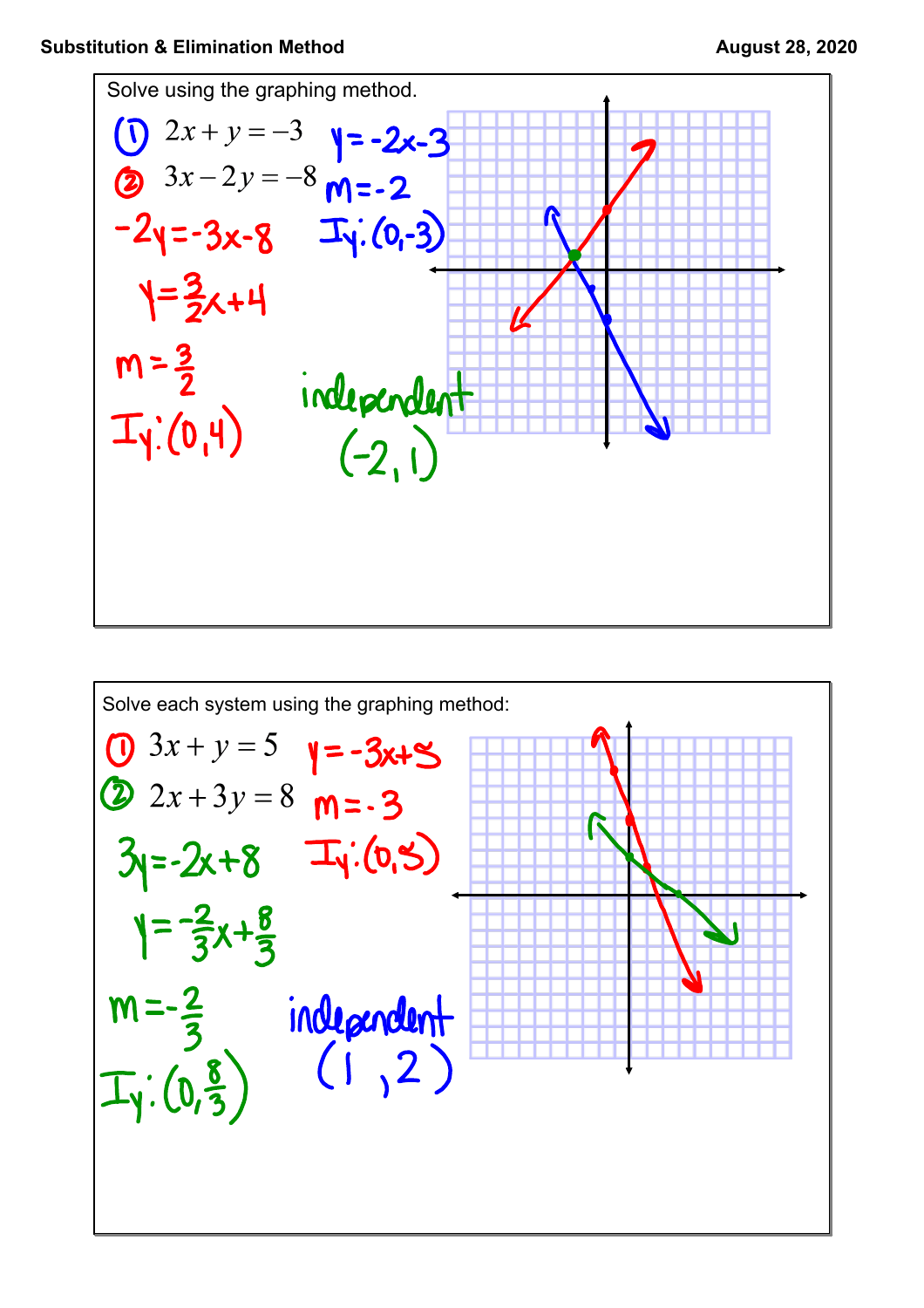Solve using the graphing method.

① $2x + y = -3$

② $3x - 2y = -8$

$y = -2x - 3$

$m = -2$

$I_y: (0, -3)$

$-2y = -3x - 8$

$y = \frac{3}{2}x + 4$

$m = \frac{3}{2}$

$I_y: (0, 4)$

independent

$(-2, 1)$

---

Solve each system using the graphing method:

① $3x + y = 5$

② $2x + 3y = 8$

$y = -3x + 5$

$m = -3$

$I_y: (0, 5)$

$3y = -2x + 8$

$y = -\frac{2}{3}x + \frac{8}{3}$

$m = -\frac{2}{3}$

$I_y: (0, \frac{8}{3})$

independent

$(1, 2)$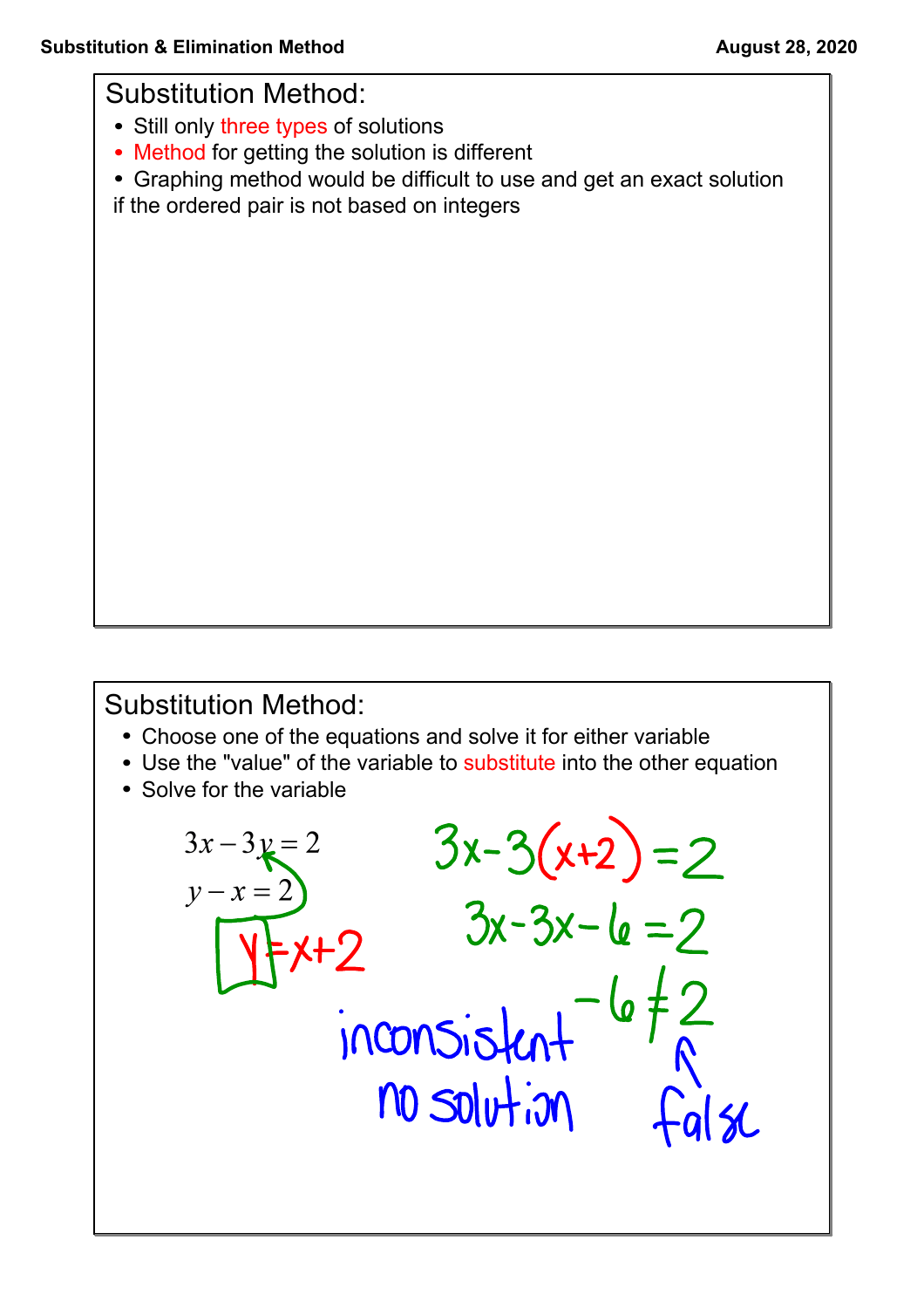## Substitution Method:

- Still only three types of solutions
- Method for getting the solution is different
- Graphing method would be difficult to use and get an exact solution if the ordered pair is not based on integers

## Substitution Method:

- Choose one of the equations and solve it for either variable
- Use the "value" of the variable to substitute into the other equation
- Solve for the variable

$$3x - 3y = 2$$
$$y - x = 2$$

$y = x + 2$

$3x - 3(x+2) = 2$

$3x - 3x - 6 = 2$

$-6 \neq 2$

false

inconsistent

no solution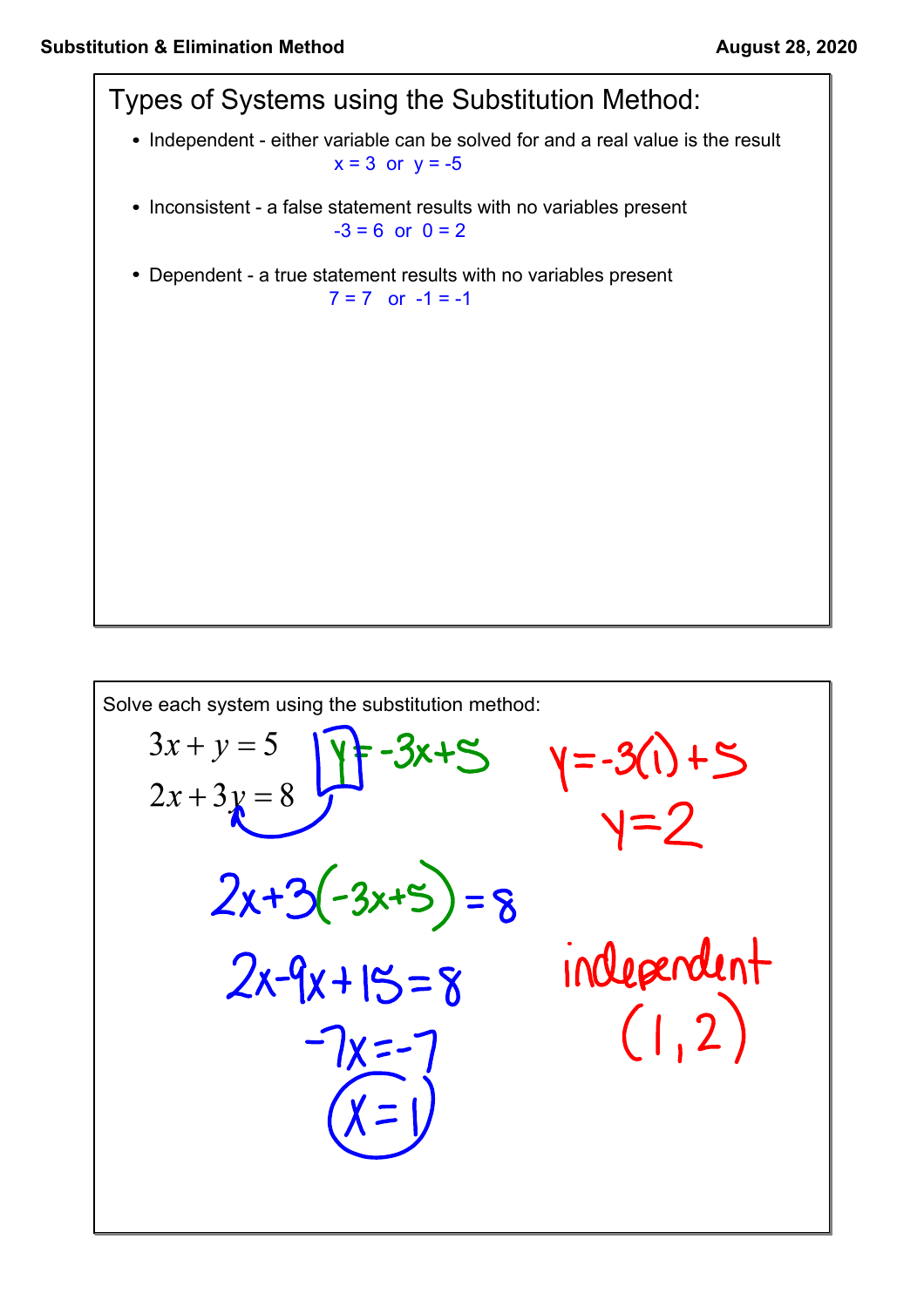# Types of Systems using the Substitution Method:

- Independent - either variable can be solved for and a real value is the result
  $x = 3$ or $y = -5$

- Inconsistent - a false statement results with no variables present
  $-3 = 6$ or $0 = 2$

- Dependent - a true statement results with no variables present
  $7 = 7$ or $-1 = -1$

Solve each system using the substitution method:

$$3x + y = 5$$
$$2x + 3y = 8$$

$y = -3x + 5$

$2x + 3(-3x + 5) = 8$

$2x - 9x + 15 = 8$

$-7x = -7$

$x = 1$

$y = -3(1) + 5$

$y = 2$

independent

$(1, 2)$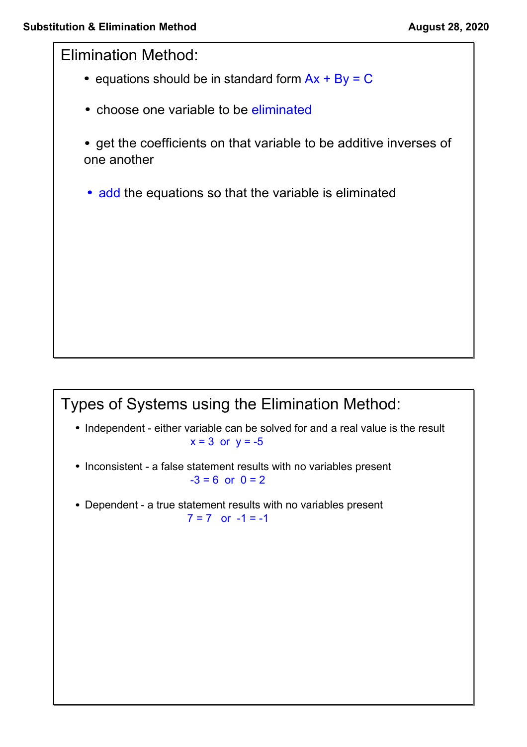## Elimination Method:

- equations should be in standard form $Ax + By = C$
- choose one variable to be eliminated
- get the coefficients on that variable to be additive inverses of one another
- add the equations so that the variable is eliminated

## Types of Systems using the Elimination Method:

- Independent - either variable can be solved for and a real value is the result
  $x = 3$ or $y = -5$
- Inconsistent - a false statement results with no variables present
  $-3 = 6$ or $0 = 2$
- Dependent - a true statement results with no variables present
  $7 = 7$ or $-1 = -1$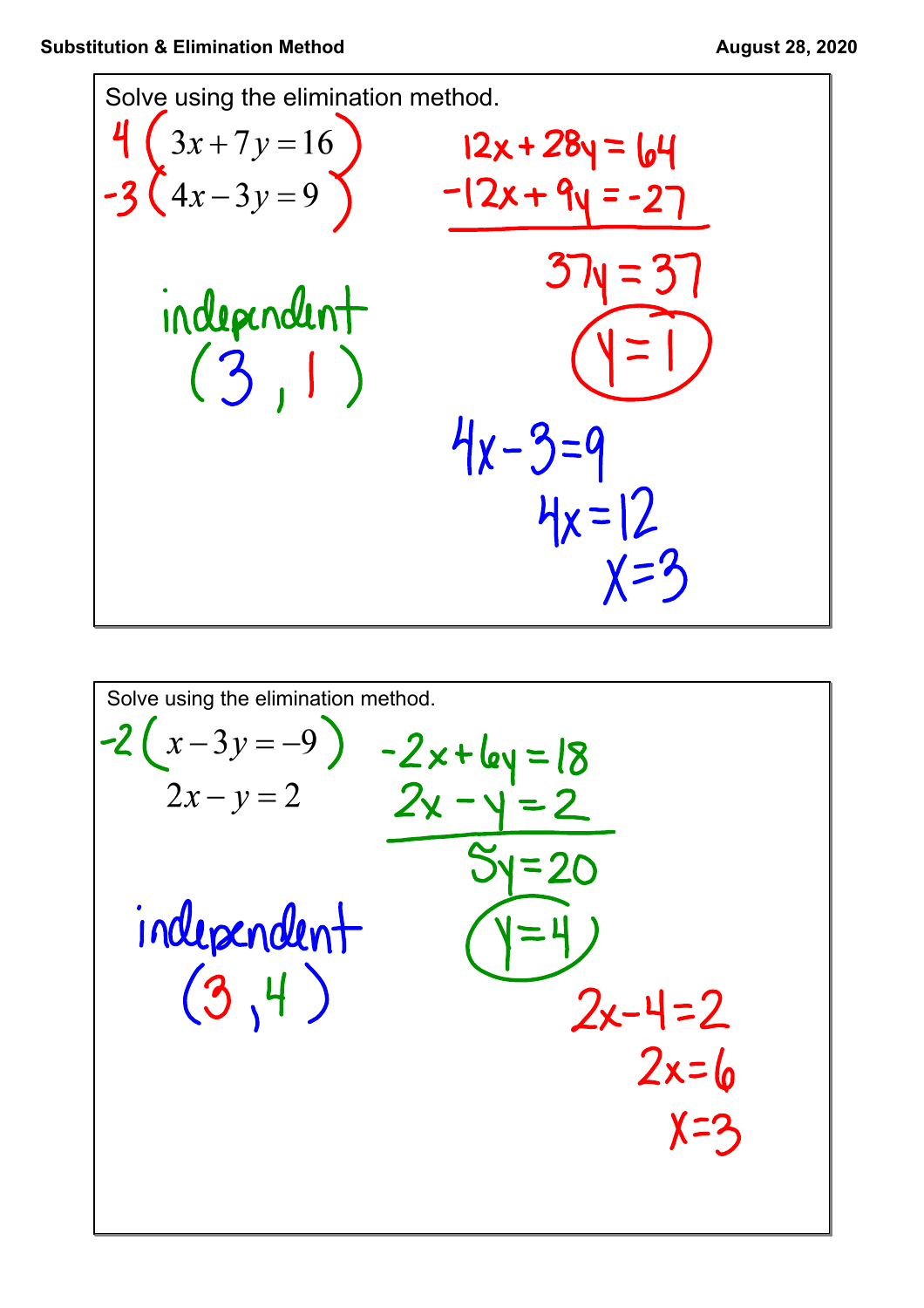Solve using the elimination method.

$$4(3x + 7y = 16)$$
$$-3(4x - 3y = 9)$$

$$12x + 28y = 64$$
$$-12x + 9y = -27$$

$$37y = 37$$

$$y = 1$$

independent

$(3, 1)$

$$4x - 3 = 9$$
$$4x = 12$$
$$x = 3$$

Solve using the elimination method.

$$-2(x - 3y = -9)$$
$$2x - y = 2$$

$$-2x + 6y = 18$$
$$2x - y = 2$$

$$5y = 20$$

$$y = 4$$

independent

$(3, 4)$

$$2x - 4 = 2$$
$$2x = 6$$
$$x = 3$$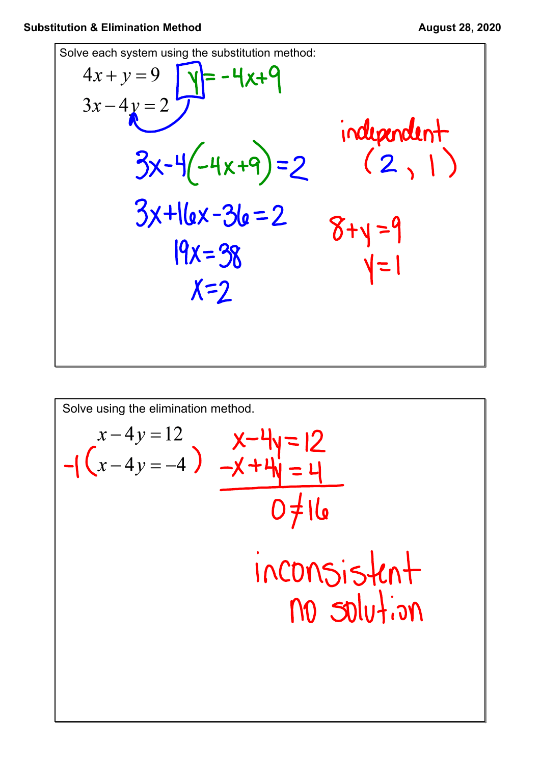Solve each system using the substitution method:

$$4x + y = 9$$
$$3x - 4y = 2$$

$y = -4x + 9$

$3x - 4(-4x + 9) = 2$

$3x + 16x - 36 = 2$

$19x = 38$

$x = 2$

$8 + y = 9$

$y = 1$

independent

$(2, 1)$

Solve using the elimination method.

$$x - 4y = 12$$
$$-1(x - 4y = -4)$$

$$\begin{aligned} x - 4y &= 12 \\ -x + 4y &= 4 \\ \hline 0 &\neq 16 \end{aligned}$$

inconsistent

no solution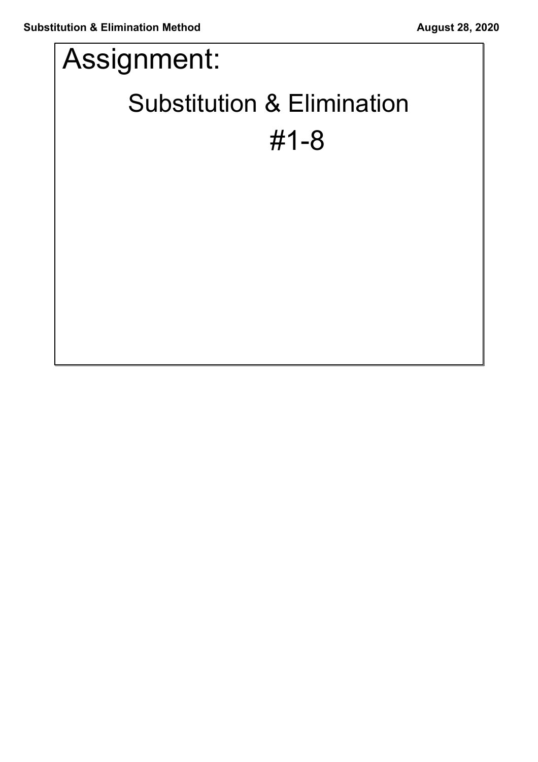# Assignment:

## Substitution & Elimination

## #1-8